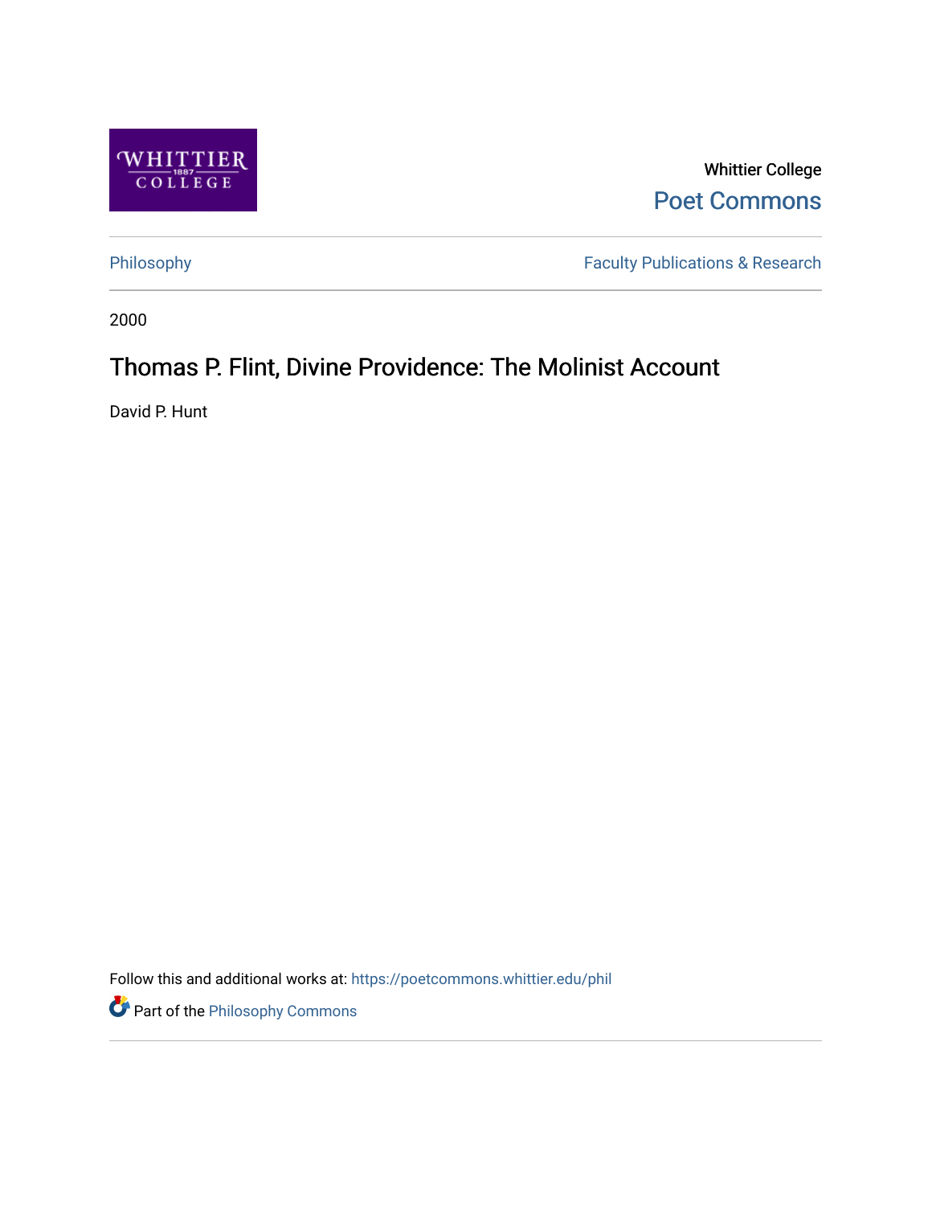Whittier College

Poet Commons

Philosophy

Faculty Publications & Research

2000

# Thomas P. Flint, Divine Providence: The Molinist Account

David P. Hunt

Follow this and additional works at: https://poetcommons.whittier.edu/phil

Part of the Philosophy Commons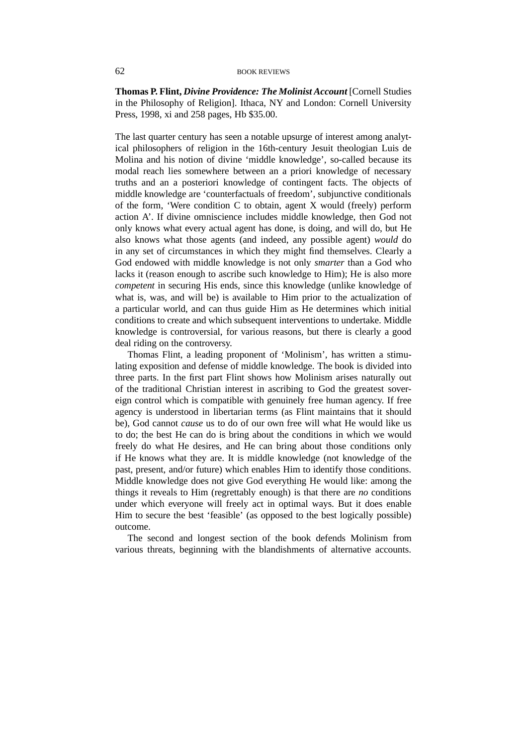**Thomas P. Flint, *Divine Providence: The Molinist Account*** [Cornell Studies in the Philosophy of Religion]. Ithaca, NY and London: Cornell University Press, 1998, xi and 258 pages, Hb $35.00.

The last quarter century has seen a notable upsurge of interest among analytical philosophers of religion in the 16th-century Jesuit theologian Luis de Molina and his notion of divine 'middle knowledge', so-called because its modal reach lies somewhere between an a priori knowledge of necessary truths and an a posteriori knowledge of contingent facts. The objects of middle knowledge are 'counterfactuals of freedom', subjunctive conditionals of the form, 'Were condition C to obtain, agent X would (freely) perform action A'. If divine omniscience includes middle knowledge, then God not only knows what every actual agent has done, is doing, and will do, but He also knows what those agents (and indeed, any possible agent) *would* do in any set of circumstances in which they might find themselves. Clearly a God endowed with middle knowledge is not only *smarter* than a God who lacks it (reason enough to ascribe such knowledge to Him); He is also more *competent* in securing His ends, since this knowledge (unlike knowledge of what is, was, and will be) is available to Him prior to the actualization of a particular world, and can thus guide Him as He determines which initial conditions to create and which subsequent interventions to undertake. Middle knowledge is controversial, for various reasons, but there is clearly a good deal riding on the controversy.

Thomas Flint, a leading proponent of 'Molinism', has written a stimulating exposition and defense of middle knowledge. The book is divided into three parts. In the first part Flint shows how Molinism arises naturally out of the traditional Christian interest in ascribing to God the greatest sovereign control which is compatible with genuinely free human agency. If free agency is understood in libertarian terms (as Flint maintains that it should be), God cannot *cause* us to do of our own free will what He would like us to do; the best He can do is bring about the conditions in which we would freely do what He desires, and He can bring about those conditions only if He knows what they are. It is middle knowledge (not knowledge of the past, present, and/or future) which enables Him to identify those conditions. Middle knowledge does not give God everything He would like: among the things it reveals to Him (regrettably enough) is that there are *no* conditions under which everyone will freely act in optimal ways. But it does enable Him to secure the best 'feasible' (as opposed to the best logically possible) outcome.

The second and longest section of the book defends Molinism from various threats, beginning with the blandishments of alternative accounts.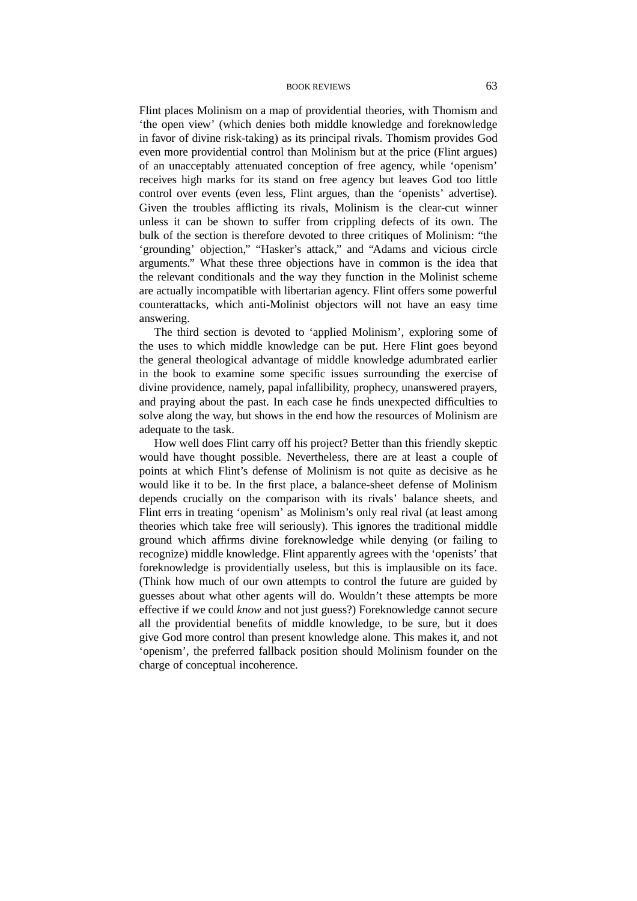Flint places Molinism on a map of providential theories, with Thomism and ‘the open view’ (which denies both middle knowledge and foreknowledge in favor of divine risk-taking) as its principal rivals. Thomism provides God even more providential control than Molinism but at the price (Flint argues) of an unacceptably attenuated conception of free agency, while ‘openism’ receives high marks for its stand on free agency but leaves God too little control over events (even less, Flint argues, than the ‘openists’ advertise). Given the troubles afflicting its rivals, Molinism is the clear-cut winner unless it can be shown to suffer from crippling defects of its own. The bulk of the section is therefore devoted to three critiques of Molinism: “the ‘grounding’ objection,” “Hasker’s attack,” and “Adams and vicious circle arguments.” What these three objections have in common is the idea that the relevant conditionals and the way they function in the Molinist scheme are actually incompatible with libertarian agency. Flint offers some powerful counterattacks, which anti-Molinist objectors will not have an easy time answering.

The third section is devoted to ‘applied Molinism’, exploring some of the uses to which middle knowledge can be put. Here Flint goes beyond the general theological advantage of middle knowledge adumbrated earlier in the book to examine some specific issues surrounding the exercise of divine providence, namely, papal infallibility, prophecy, unanswered prayers, and praying about the past. In each case he finds unexpected difficulties to solve along the way, but shows in the end how the resources of Molinism are adequate to the task.

How well does Flint carry off his project? Better than this friendly skeptic would have thought possible. Nevertheless, there are at least a couple of points at which Flint’s defense of Molinism is not quite as decisive as he would like it to be. In the first place, a balance-sheet defense of Molinism depends crucially on the comparison with its rivals’ balance sheets, and Flint errs in treating ‘openism’ as Molinism’s only real rival (at least among theories which take free will seriously). This ignores the traditional middle ground which affirms divine foreknowledge while denying (or failing to recognize) middle knowledge. Flint apparently agrees with the ‘openists’ that foreknowledge is providentially useless, but this is implausible on its face. (Think how much of our own attempts to control the future are guided by guesses about what other agents will do. Wouldn’t these attempts be more effective if we could *know* and not just guess?) Foreknowledge cannot secure all the providential benefits of middle knowledge, to be sure, but it does give God more control than present knowledge alone. This makes it, and not ‘openism’, the preferred fallback position should Molinism founder on the charge of conceptual incoherence.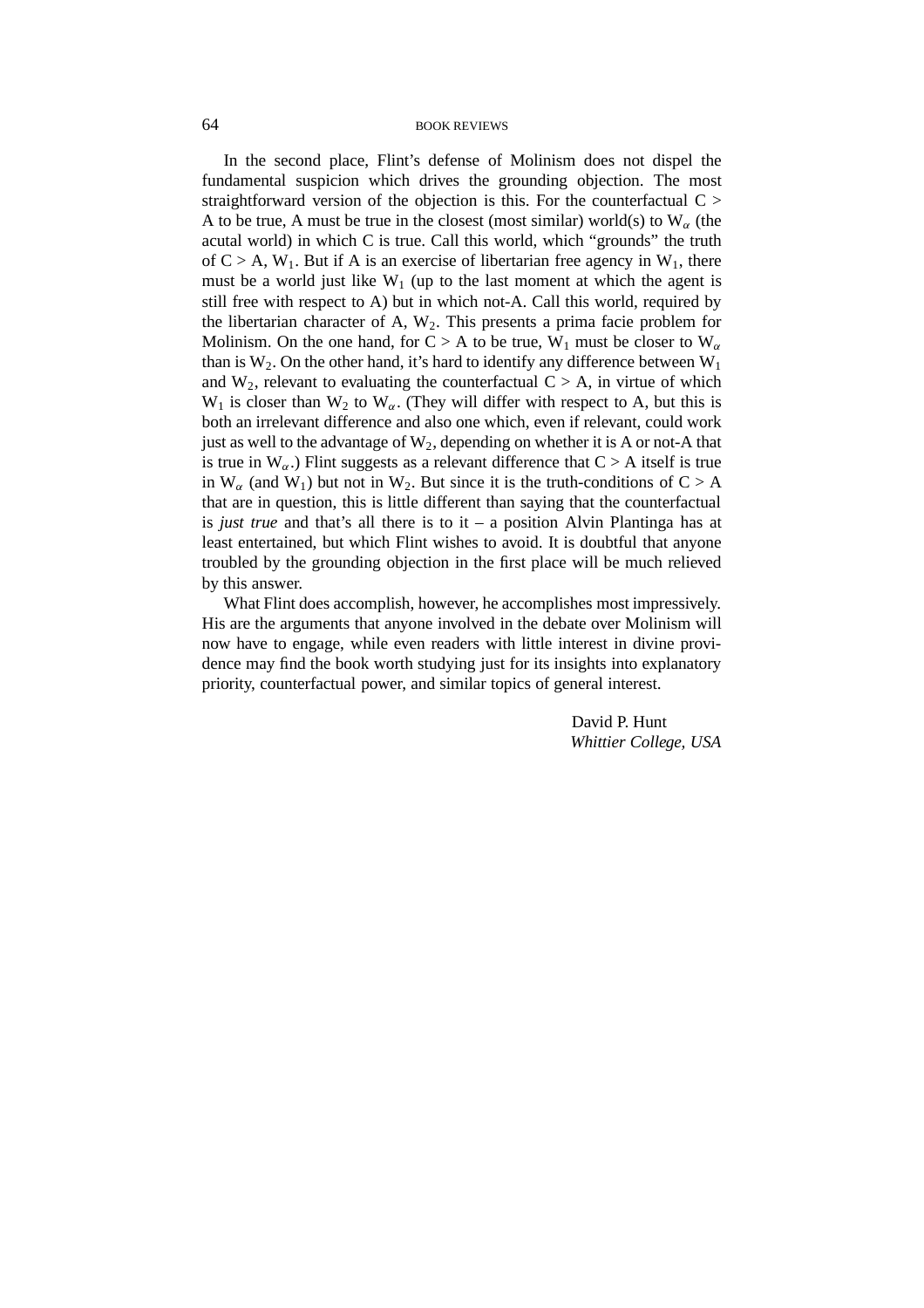In the second place, Flint's defense of Molinism does not dispel the fundamental suspicion which drives the grounding objection. The most straightforward version of the objection is this. For the counterfactual C > A to be true, A must be true in the closest (most similar) world(s) to $W_\alpha$ (the acutal world) in which C is true. Call this world, which "grounds" the truth of C > A, $W_1$. But if A is an exercise of libertarian free agency in $W_1$, there must be a world just like $W_1$ (up to the last moment at which the agent is still free with respect to A) but in which not-A. Call this world, required by the libertarian character of A, $W_2$. This presents a prima facie problem for Molinism. On the one hand, for C > A to be true, $W_1$ must be closer to $W_\alpha$ than is $W_2$. On the other hand, it's hard to identify any difference between $W_1$ and $W_2$, relevant to evaluating the counterfactual C > A, in virtue of which $W_1$ is closer than $W_2$ to $W_\alpha$. (They will differ with respect to A, but this is both an irrelevant difference and also one which, even if relevant, could work just as well to the advantage of $W_2$, depending on whether it is A or not-A that is true in $W_\alpha$.) Flint suggests as a relevant difference that C > A itself is true in $W_\alpha$ (and $W_1$) but not in $W_2$. But since it is the truth-conditions of C > A that are in question, this is little different than saying that the counterfactual is *just true* and that's all there is to it – a position Alvin Plantinga has at least entertained, but which Flint wishes to avoid. It is doubtful that anyone troubled by the grounding objection in the first place will be much relieved by this answer.

What Flint does accomplish, however, he accomplishes most impressively. His are the arguments that anyone involved in the debate over Molinism will now have to engage, while even readers with little interest in divine providence may find the book worth studying just for its insights into explanatory priority, counterfactual power, and similar topics of general interest.

David P. Hunt
*Whittier College, USA*